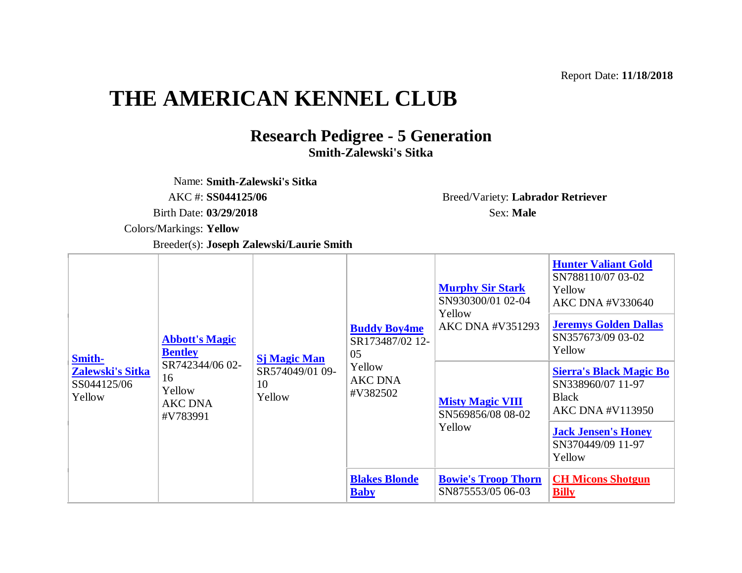Report Date: **11/18/2018**

# THE AMERICAN KENNEL CLUB

## Research Pedigree - 5 Generation

**Smith-Zalewski's Sitka**

Name: **Smith-Zalewski's Sitka**

AKC #: **SS044125/06**

Breed/Variety: **Labrador Retriever**

Birth Date: **03/29/2018**

Sex: **Male**

Colors/Markings: **Yellow**

Breeder(s): **Joseph Zalewski/Laurie Smith**

| | | | | | |
|---|---|---|---|---|---|
| **Smith-Zalewski's Sitka** SS044125/06 Yellow | **Abbott's Magic Bentley** SR742344/06 02-16 Yellow AKC DNA #V783991 | **Sj Magic Man** SR574049/01 09-10 Yellow | **Buddy Boy4me** SR173487/02 12-05 Yellow AKC DNA #V382502 | **Murphy Sir Stark** SN930300/01 02-04 Yellow AKC DNA #V351293 | **Hunter Valiant Gold** SN788110/07 03-02 Yellow AKC DNA #V330640 |
| | | | | | **Jeremys Golden Dallas** SN357673/09 03-02 Yellow |
| | | | | **Misty Magic VIII** SN569856/08 08-02 Yellow | **Sierra's Black Magic Bo** SN338960/07 11-97 Black AKC DNA #V113950 |
| | | | | | **Jack Jensen's Honey** SN370449/09 11-97 Yellow |
| | | | **Blakes Blonde Baby** | **Bowie's Troop Thorn** SN875553/05 06-03 | **CH Micons Shotgun Billy** |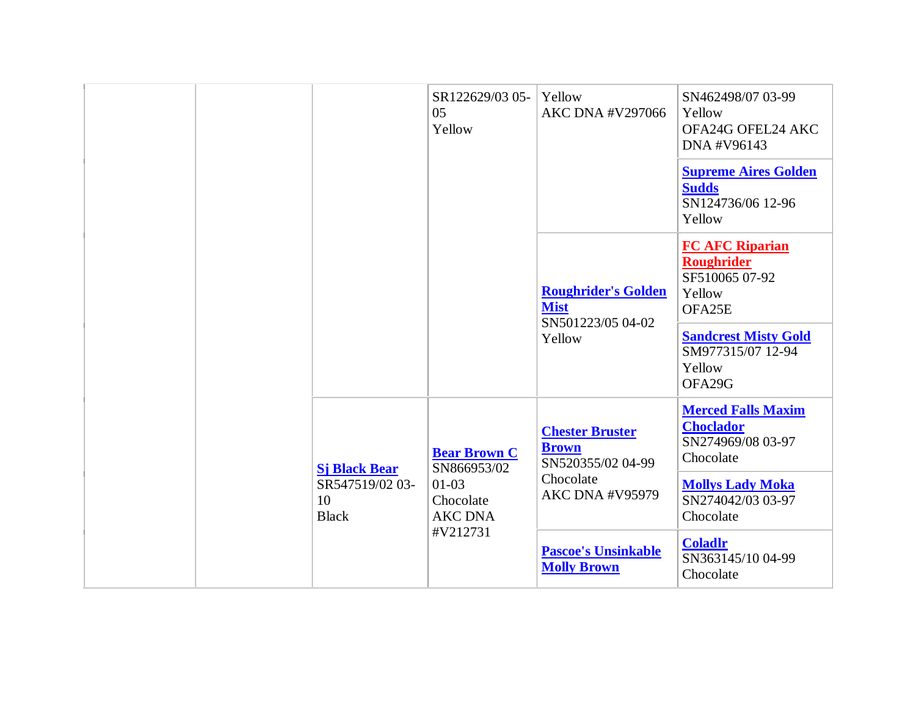| | | | | | |
|---|---|---|---|---|---|
| | | | SR122629/03 05-05<br>Yellow | Yellow<br>AKC DNA #V297066 | SN462498/07 03-99<br>Yellow<br>OFA24G OFEL24 AKC DNA #V96143 |
| | | | | | **Supreme Aires Golden Sudds**<br>SN124736/06 12-96<br>Yellow |
| | | | | **Roughrider's Golden Mist**<br>SN501223/05 04-02<br>Yellow | **FC AFC Riparian Roughrider**<br>SF510065 07-92<br>Yellow<br>OFA25E |
| | | | | | **Sandcrest Misty Gold**<br>SM977315/07 12-94<br>Yellow<br>OFA29G |
| | | **Sj Black Bear**<br>SR547519/02 03-10<br>Black | **Bear Brown C**<br>SN866953/02 01-03<br>Chocolate<br>AKC DNA #V212731 | **Chester Bruster Brown**<br>SN520355/02 04-99<br>Chocolate<br>AKC DNA #V95979 | **Merced Falls Maxim Choclador**<br>SN274969/08 03-97<br>Chocolate |
| | | | | | **Mollys Lady Moka**<br>SN274042/03 03-97<br>Chocolate |
| | | | | **Pascoe's Unsinkable Molly Brown** | **Coladlr**<br>SN363145/10 04-99<br>Chocolate |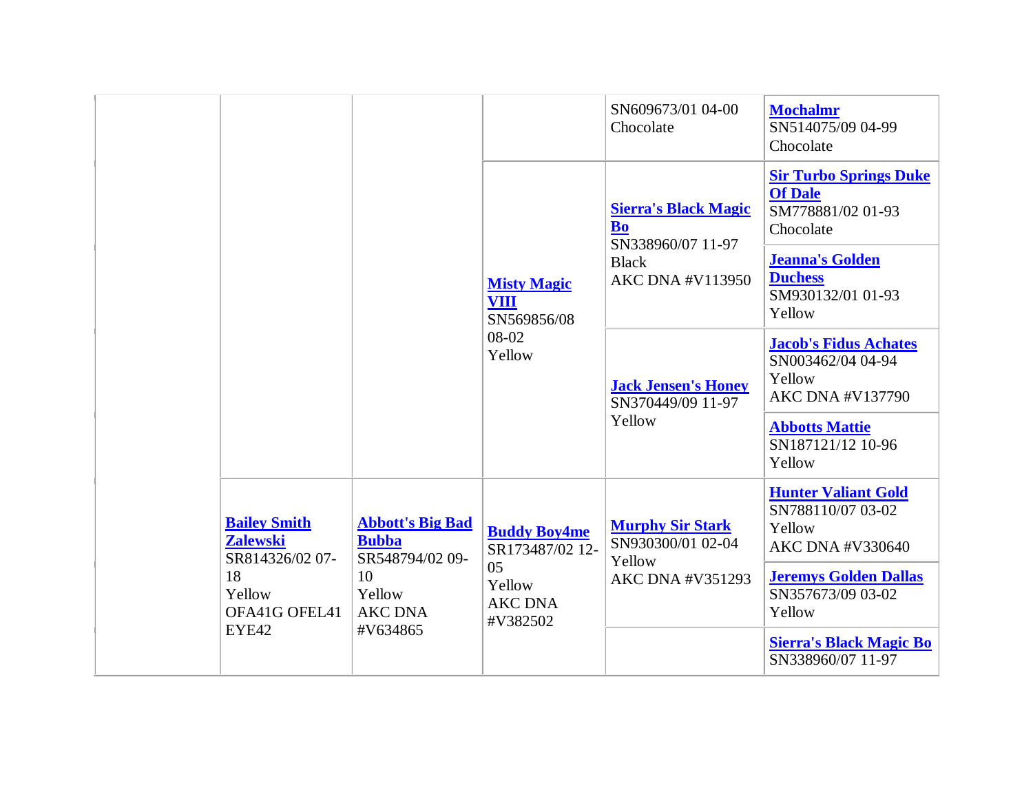| | | | | | |
|---|---|---|---|---|---|
| | | | | SN609673/01 04-00 Chocolate | **Mochalmr** SN514075/09 04-99 Chocolate |
| | | | **Misty Magic VIII** SN569856/08 08-02 Yellow | **Sierra's Black Magic Bo** SN338960/07 11-97 Black AKC DNA #V113950 | **Sir Turbo Springs Duke Of Dale** SM778881/02 01-93 Chocolate |
| | | | | | **Jeanna's Golden Duchess** SM930132/01 01-93 Yellow |
| | | | | **Jack Jensen's Honey** SN370449/09 11-97 Yellow | **Jacob's Fidus Achates** SN003462/04 04-94 Yellow AKC DNA #V137790 |
| | | | | | **Abbotts Mattie** SN187121/12 10-96 Yellow |
| | **Bailey Smith Zalewski** SR814326/02 07-18 Yellow OFA41G OFEL41 EYE42 | **Abbott's Big Bad Bubba** SR548794/02 09-10 Yellow AKC DNA #V634865 | **Buddy Boy4me** SR173487/02 12-05 Yellow AKC DNA #V382502 | **Murphy Sir Stark** SN930300/01 02-04 Yellow AKC DNA #V351293 | **Hunter Valiant Gold** SN788110/07 03-02 Yellow AKC DNA #V330640 |
| | | | | | **Jeremys Golden Dallas** SN357673/09 03-02 Yellow |
| | | | | | **Sierra's Black Magic Bo** SN338960/07 11-97 |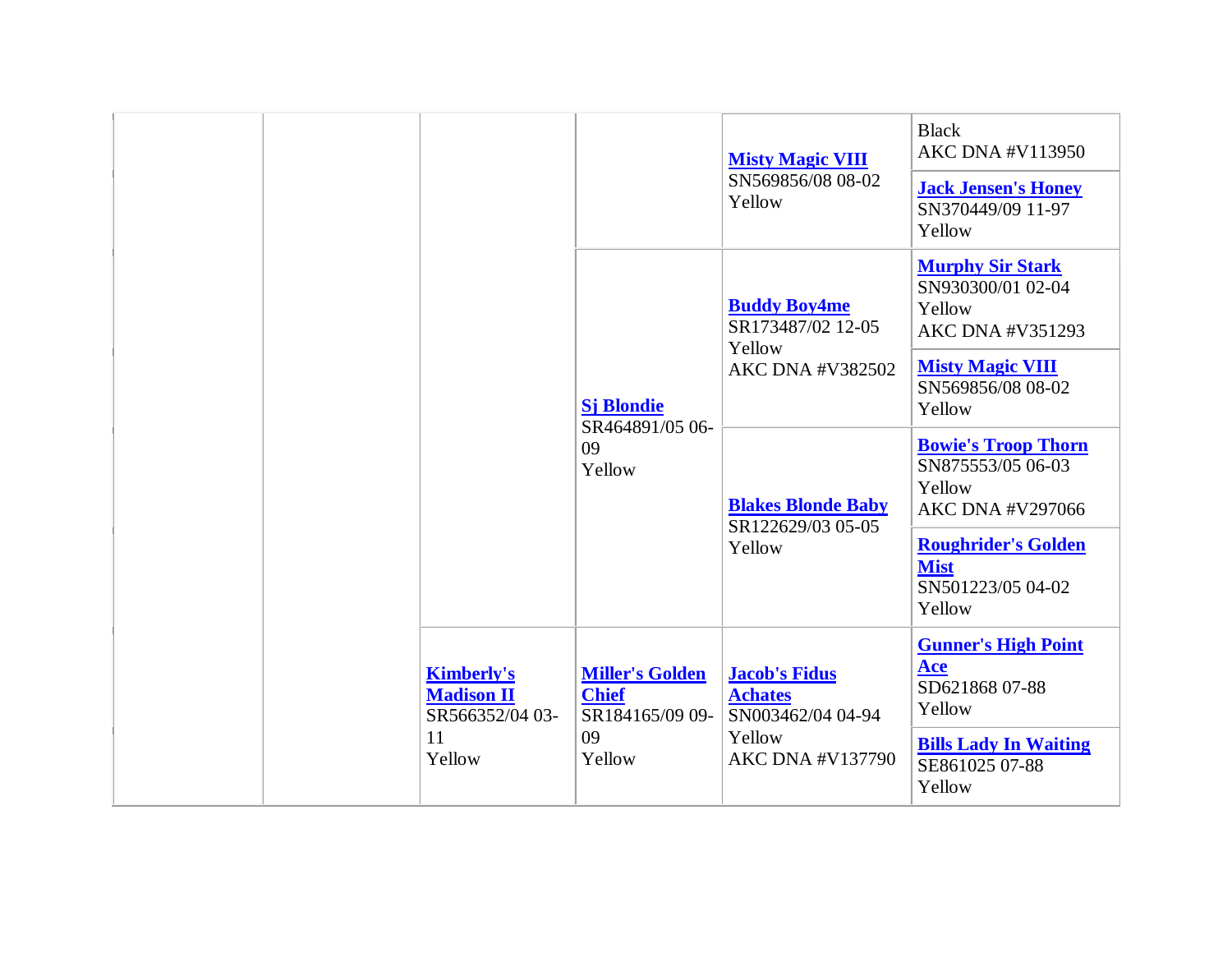| | | | | | |
|---|---|---|---|---|---|
| | | | | **Misty Magic VIII** SN569856/08 08-02 Yellow | Black AKC DNA #V113950 |
| | | | | | **Jack Jensen's Honey** SN370449/09 11-97 Yellow |
| | | | **Sj Blondie** SR464891/05 06-09 Yellow | **Buddy Boy4me** SR173487/02 12-05 Yellow AKC DNA #V382502 | **Murphy Sir Stark** SN930300/01 02-04 Yellow AKC DNA #V351293 |
| | | | | | **Misty Magic VIII** SN569856/08 08-02 Yellow |
| | | | | **Blakes Blonde Baby** SR122629/03 05-05 Yellow | **Bowie's Troop Thorn** SN875553/05 06-03 Yellow AKC DNA #V297066 |
| | | | | | **Roughrider's Golden Mist** SN501223/05 04-02 Yellow |
| | | **Kimberly's Madison II** SR566352/04 03-11 Yellow | **Miller's Golden Chief** SR184165/09 09-09 Yellow | **Jacob's Fidus Achates** SN003462/04 04-94 Yellow AKC DNA #V137790 | **Gunner's High Point Ace** SD621868 07-88 Yellow |
| | | | | | **Bills Lady In Waiting** SE861025 07-88 Yellow |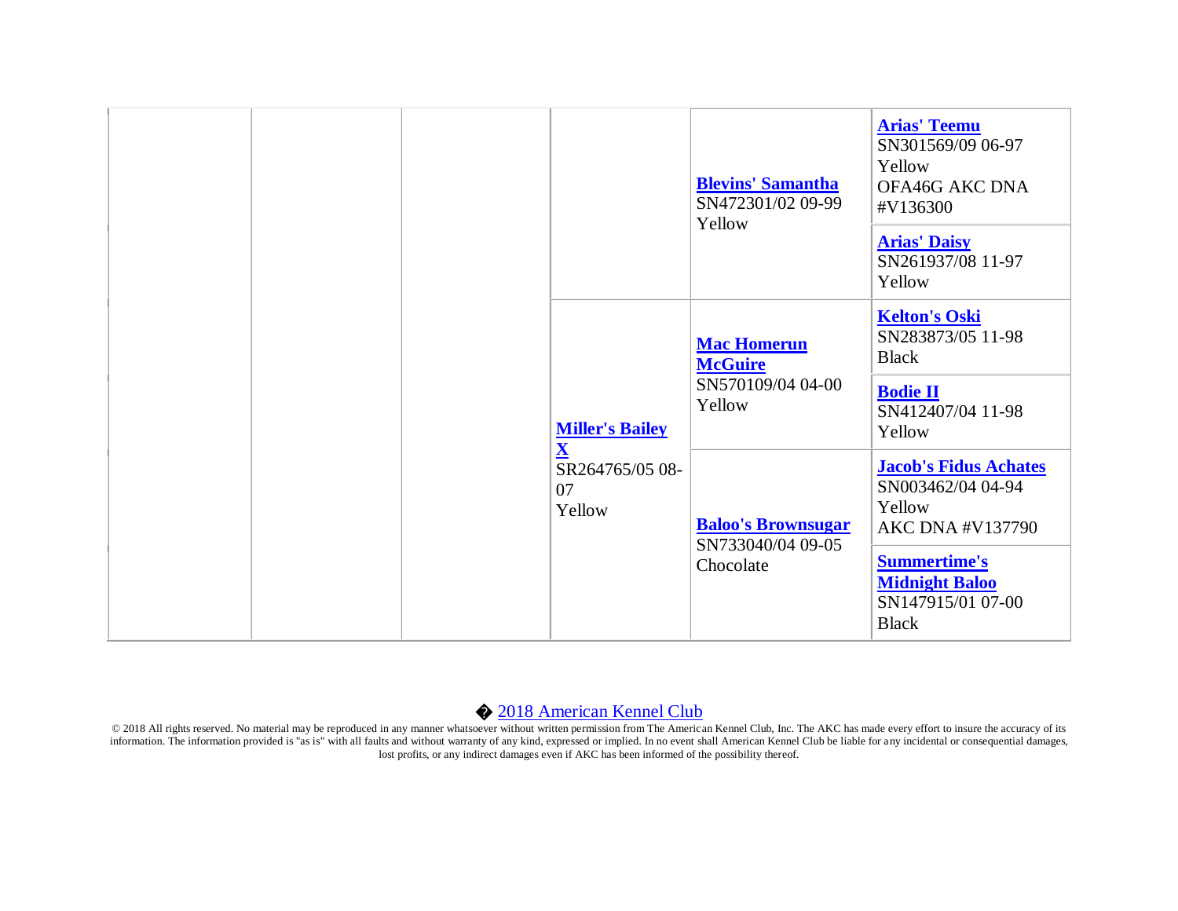| | | | | | |
|---|---|---|---|---|---|
| | | | | **Blevins' Samantha** SN472301/02 09-99 Yellow | **Arias' Teemu** SN301569/09 06-97 Yellow OFA46G AKC DNA #V136300 |
| | | | | | **Arias' Daisy** SN261937/08 11-97 Yellow |
| | | | **Miller's Bailey X** SR264765/05 08-07 Yellow | **Mac Homerun McGuire** SN570109/04 04-00 Yellow | **Kelton's Oski** SN283873/05 11-98 Black |
| | | | | | **Bodie II** SN412407/04 11-98 Yellow |
| | | | | **Baloo's Brownsugar** SN733040/04 09-05 Chocolate | **Jacob's Fidus Achates** SN003462/04 04-94 Yellow AKC DNA #V137790 |
| | | | | | **Summertime's Midnight Baloo** SN147915/01 07-00 Black |

� 2018 American Kennel Club

© 2018 All rights reserved. No material may be reproduced in any manner whatsoever without written permission from The American Kennel Club, Inc. The AKC has made every effort to insure the accuracy of its information. The information provided is "as is" with all faults and without warranty of any kind, expressed or implied. In no event shall American Kennel Club be liable for any incidental or consequential damages, lost profits, or any indirect damages even if AKC has been informed of the possibility thereof.